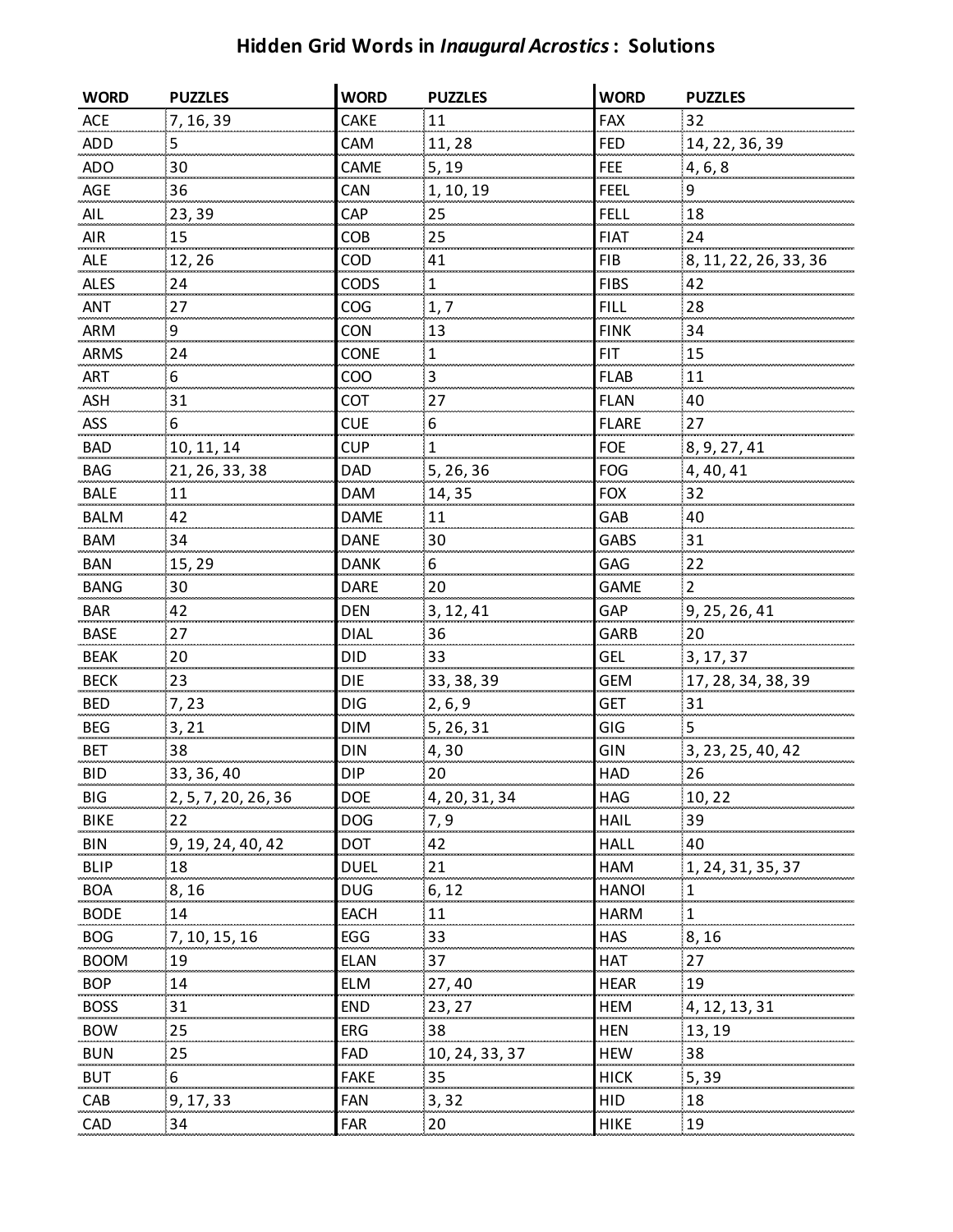# Hidden Grid Words in *Inaugural Acrostics*: Solutions

| WORD | PUZZLES | WORD | PUZZLES | WORD | PUZZLES |
|---|---|---|---|---|---|
| ACE | 7, 16, 39 | CAKE | 11 | FAX | 32 |
| ADD | 5 | CAM | 11, 28 | FED | 14, 22, 36, 39 |
| ADO | 30 | CAME | 5, 19 | FEE | 4, 6, 8 |
| AGE | 36 | CAN | 1, 10, 19 | FEEL | 9 |
| AIL | 23, 39 | CAP | 25 | FELL | 18 |
| AIR | 15 | COB | 25 | FIAT | 24 |
| ALE | 12, 26 | COD | 41 | FIB | 8, 11, 22, 26, 33, 36 |
| ALES | 24 | CODS | 1 | FIBS | 42 |
| ANT | 27 | COG | 1, 7 | FILL | 28 |
| ARM | 9 | CON | 13 | FINK | 34 |
| ARMS | 24 | CONE | 1 | FIT | 15 |
| ART | 6 | COO | 3 | FLAB | 11 |
| ASH | 31 | COT | 27 | FLAN | 40 |
| ASS | 6 | CUE | 6 | FLARE | 27 |
| BAD | 10, 11, 14 | CUP | 1 | FOE | 8, 9, 27, 41 |
| BAG | 21, 26, 33, 38 | DAD | 5, 26, 36 | FOG | 4, 40, 41 |
| BALE | 11 | DAM | 14, 35 | FOX | 32 |
| BALM | 42 | DAME | 11 | GAB | 40 |
| BAM | 34 | DANE | 30 | GABS | 31 |
| BAN | 15, 29 | DANK | 6 | GAG | 22 |
| BANG | 30 | DARE | 20 | GAME | 2 |
| BAR | 42 | DEN | 3, 12, 41 | GAP | 9, 25, 26, 41 |
| BASE | 27 | DIAL | 36 | GARB | 20 |
| BEAK | 20 | DID | 33 | GEL | 3, 17, 37 |
| BECK | 23 | DIE | 33, 38, 39 | GEM | 17, 28, 34, 38, 39 |
| BED | 7, 23 | DIG | 2, 6, 9 | GET | 31 |
| BEG | 3, 21 | DIM | 5, 26, 31 | GIG | 5 |
| BET | 38 | DIN | 4, 30 | GIN | 3, 23, 25, 40, 42 |
| BID | 33, 36, 40 | DIP | 20 | HAD | 26 |
| BIG | 2, 5, 7, 20, 26, 36 | DOE | 4, 20, 31, 34 | HAG | 10, 22 |
| BIKE | 22 | DOG | 7, 9 | HAIL | 39 |
| BIN | 9, 19, 24, 40, 42 | DOT | 42 | HALL | 40 |
| BLIP | 18 | DUEL | 21 | HAM | 1, 24, 31, 35, 37 |
| BOA | 8, 16 | DUG | 6, 12 | HANOI | 1 |
| BODE | 14 | EACH | 11 | HARM | 1 |
| BOG | 7, 10, 15, 16 | EGG | 33 | HAS | 8, 16 |
| BOOM | 19 | ELAN | 37 | HAT | 27 |
| BOP | 14 | ELM | 27, 40 | HEAR | 19 |
| BOSS | 31 | END | 23, 27 | HEM | 4, 12, 13, 31 |
| BOW | 25 | ERG | 38 | HEN | 13, 19 |
| BUN | 25 | FAD | 10, 24, 33, 37 | HEW | 38 |
| BUT | 6 | FAKE | 35 | HICK | 5, 39 |
| CAB | 9, 17, 33 | FAN | 3, 32 | HID | 18 |
| CAD | 34 | FAR | 20 | HIKE | 19 |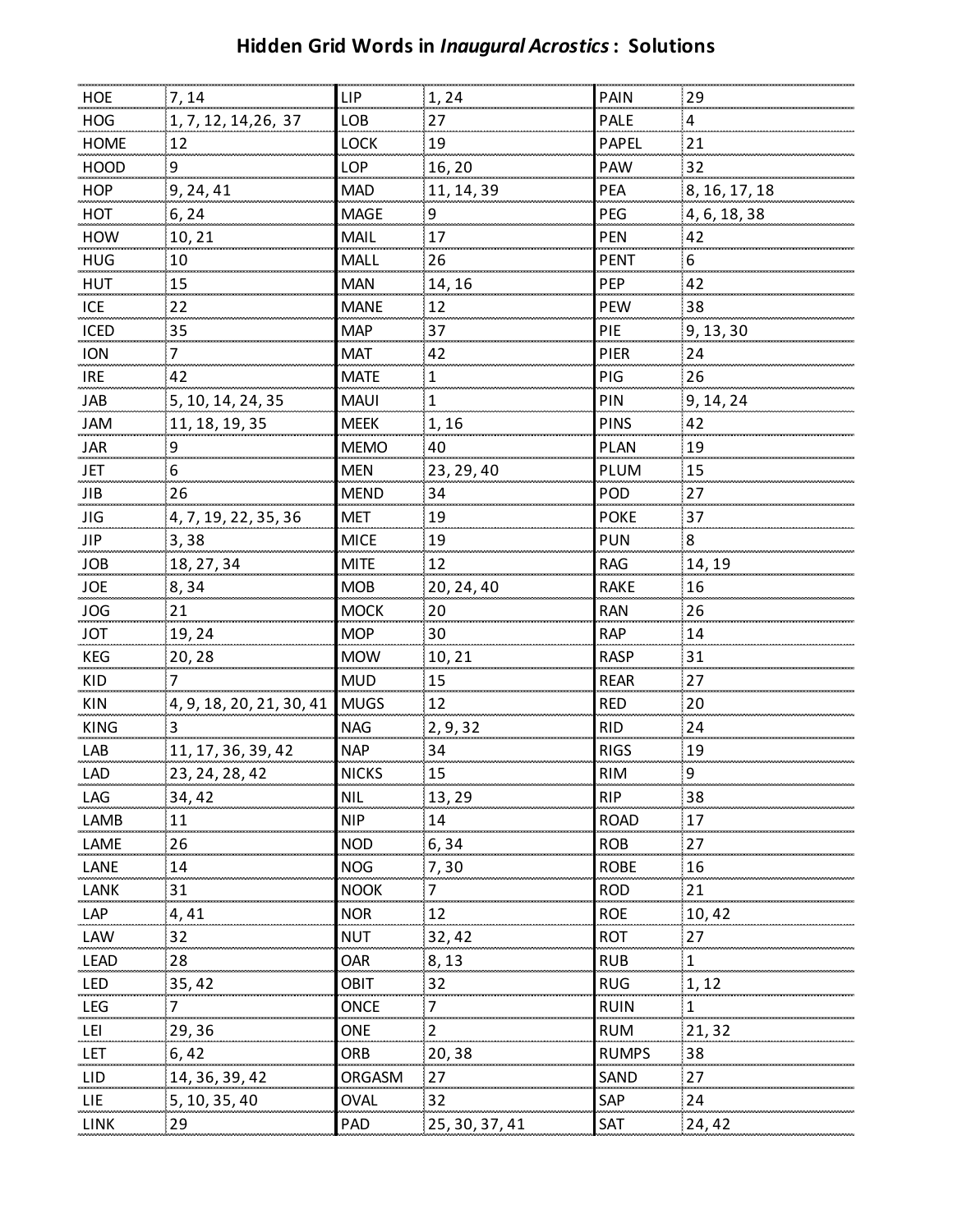# Hidden Grid Words in *Inaugural Acrostics*: Solutions

| | | | | | |
|---|---|---|---|---|---|
| HOE | 7, 14 | LIP | 1, 24 | PAIN | 29 |
| HOG | 1, 7, 12, 14,26, 37 | LOB | 27 | PALE | 4 |
| HOME | 12 | LOCK | 19 | PAPEL | 21 |
| HOOD | 9 | LOP | 16, 20 | PAW | 32 |
| HOP | 9, 24, 41 | MAD | 11, 14, 39 | PEA | 8, 16, 17, 18 |
| HOT | 6, 24 | MAGE | 9 | PEG | 4, 6, 18, 38 |
| HOW | 10, 21 | MAIL | 17 | PEN | 42 |
| HUG | 10 | MALL | 26 | PENT | 6 |
| HUT | 15 | MAN | 14, 16 | PEP | 42 |
| ICE | 22 | MANE | 12 | PEW | 38 |
| ICED | 35 | MAP | 37 | PIE | 9, 13, 30 |
| ION | 7 | MAT | 42 | PIER | 24 |
| IRE | 42 | MATE | 1 | PIG | 26 |
| JAB | 5, 10, 14, 24, 35 | MAUI | 1 | PIN | 9, 14, 24 |
| JAM | 11, 18, 19, 35 | MEEK | 1, 16 | PINS | 42 |
| JAR | 9 | MEMO | 40 | PLAN | 19 |
| JET | 6 | MEN | 23, 29, 40 | PLUM | 15 |
| JIB | 26 | MEND | 34 | POD | 27 |
| JIG | 4, 7, 19, 22, 35, 36 | MET | 19 | POKE | 37 |
| JIP | 3, 38 | MICE | 19 | PUN | 8 |
| JOB | 18, 27, 34 | MITE | 12 | RAG | 14, 19 |
| JOE | 8, 34 | MOB | 20, 24, 40 | RAKE | 16 |
| JOG | 21 | MOCK | 20 | RAN | 26 |
| JOT | 19, 24 | MOP | 30 | RAP | 14 |
| KEG | 20, 28 | MOW | 10, 21 | RASP | 31 |
| KID | 7 | MUD | 15 | REAR | 27 |
| KIN | 4, 9, 18, 20, 21, 30, 41 | MUGS | 12 | RED | 20 |
| KING | 3 | NAG | 2, 9, 32 | RID | 24 |
| LAB | 11, 17, 36, 39, 42 | NAP | 34 | RIGS | 19 |
| LAD | 23, 24, 28, 42 | NICKS | 15 | RIM | 9 |
| LAG | 34, 42 | NIL | 13, 29 | RIP | 38 |
| LAMB | 11 | NIP | 14 | ROAD | 17 |
| LAME | 26 | NOD | 6, 34 | ROB | 27 |
| LANE | 14 | NOG | 7, 30 | ROBE | 16 |
| LANK | 31 | NOOK | 7 | ROD | 21 |
| LAP | 4, 41 | NOR | 12 | ROE | 10, 42 |
| LAW | 32 | NUT | 32, 42 | ROT | 27 |
| LEAD | 28 | OAR | 8, 13 | RUB | 1 |
| LED | 35, 42 | OBIT | 32 | RUG | 1, 12 |
| LEG | 7 | ONCE | 7 | RUIN | 1 |
| LEI | 29, 36 | ONE | 2 | RUM | 21, 32 |
| LET | 6, 42 | ORB | 20, 38 | RUMPS | 38 |
| LID | 14, 36, 39, 42 | ORGASM | 27 | SAND | 27 |
| LIE | 5, 10, 35, 40 | OVAL | 32 | SAP | 24 |
| LINK | 29 | PAD | 25, 30, 37, 41 | SAT | 24, 42 |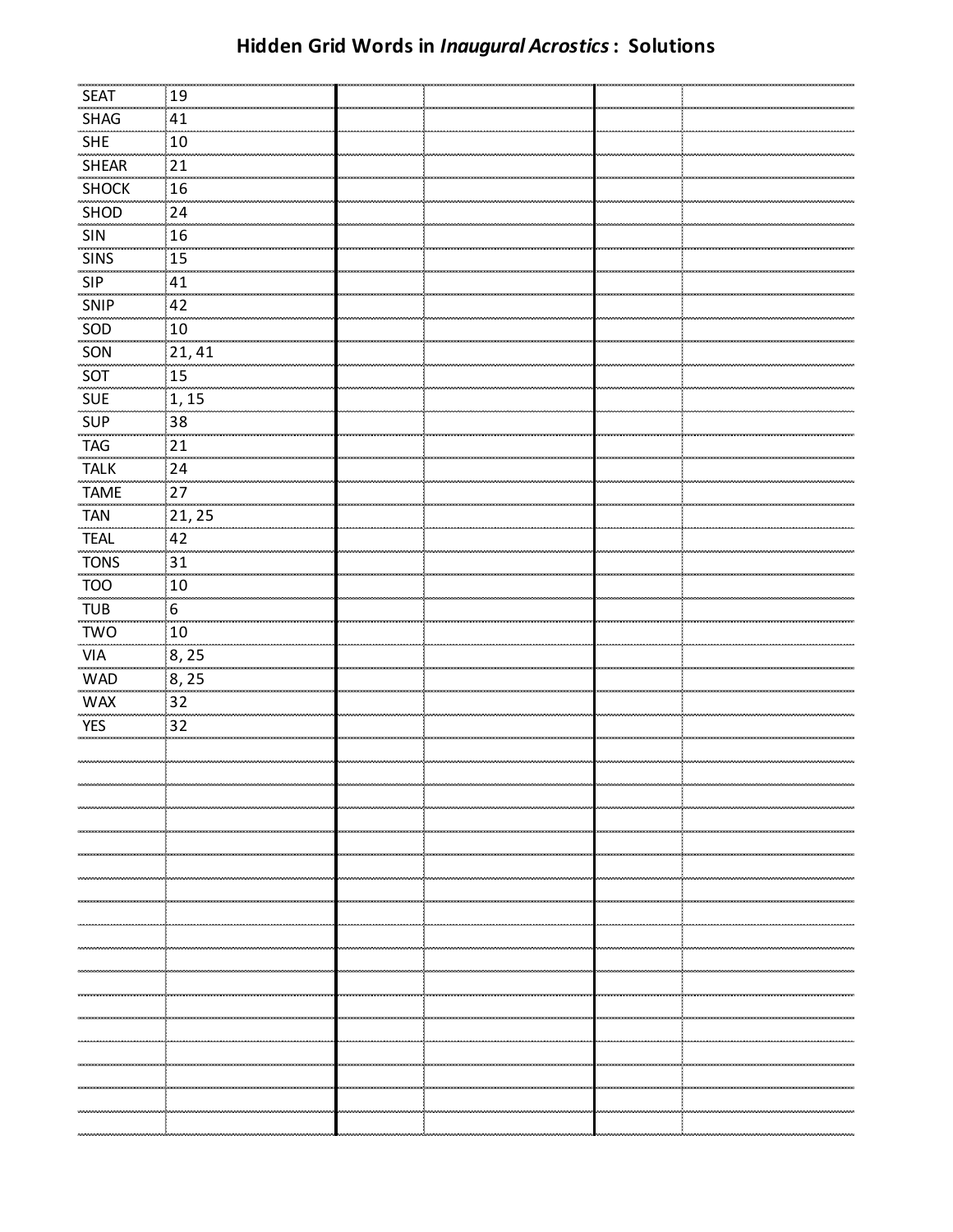## Hidden Grid Words in *Inaugural Acrostics*: Solutions

| | | | | | |
|---|---|---|---|---|---|
| SEAT | 19 | | | | |
| SHAG | 41 | | | | |
| SHE | 10 | | | | |
| SHEAR | 21 | | | | |
| SHOCK | 16 | | | | |
| SHOD | 24 | | | | |
| SIN | 16 | | | | |
| SINS | 15 | | | | |
| SIP | 41 | | | | |
| SNIP | 42 | | | | |
| SOD | 10 | | | | |
| SON | 21, 41 | | | | |
| SOT | 15 | | | | |
| SUE | 1, 15 | | | | |
| SUP | 38 | | | | |
| TAG | 21 | | | | |
| TALK | 24 | | | | |
| TAME | 27 | | | | |
| TAN | 21, 25 | | | | |
| TEAL | 42 | | | | |
| TONS | 31 | | | | |
| TOO | 10 | | | | |
| TUB | 6 | | | | |
| TWO | 10 | | | | |
| VIA | 8, 25 | | | | |
| WAD | 8, 25 | | | | |
| WAX | 32 | | | | |
| YES | 32 | | | | |